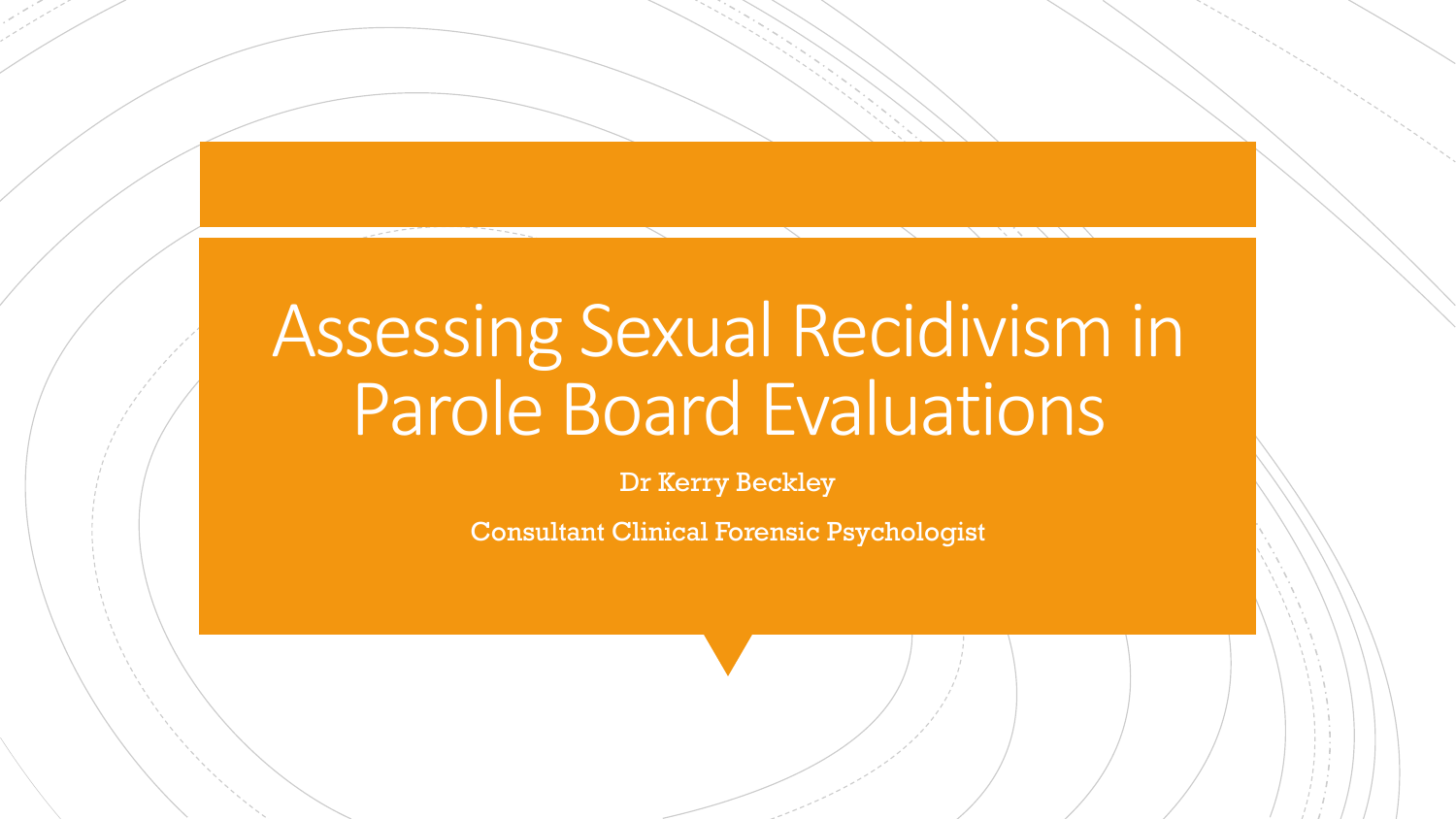# Assessing Sexual Recidivism in Parole Board Evaluations

Dr Kerry Beckley

Consultant Clinical Forensic Psychologist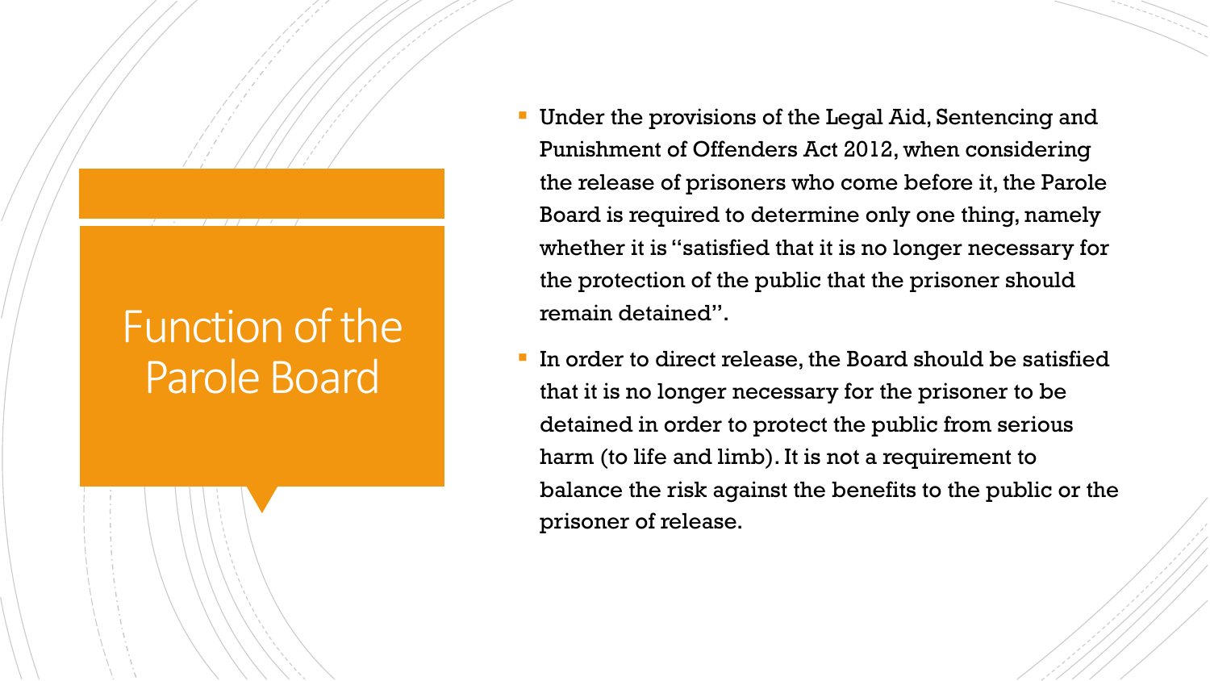# Function of the Parole Board

- Under the provisions of the Legal Aid, Sentencing and Punishment of Offenders Act 2012, when considering the release of prisoners who come before it, the Parole Board is required to determine only one thing, namely whether it is "satisfied that it is no longer necessary for the protection of the public that the prisoner should remain detained".
- In order to direct release, the Board should be satisfied that it is no longer necessary for the prisoner to be detained in order to protect the public from serious harm (to life and limb). It is not a requirement to balance the risk against the benefits to the public or the prisoner of release.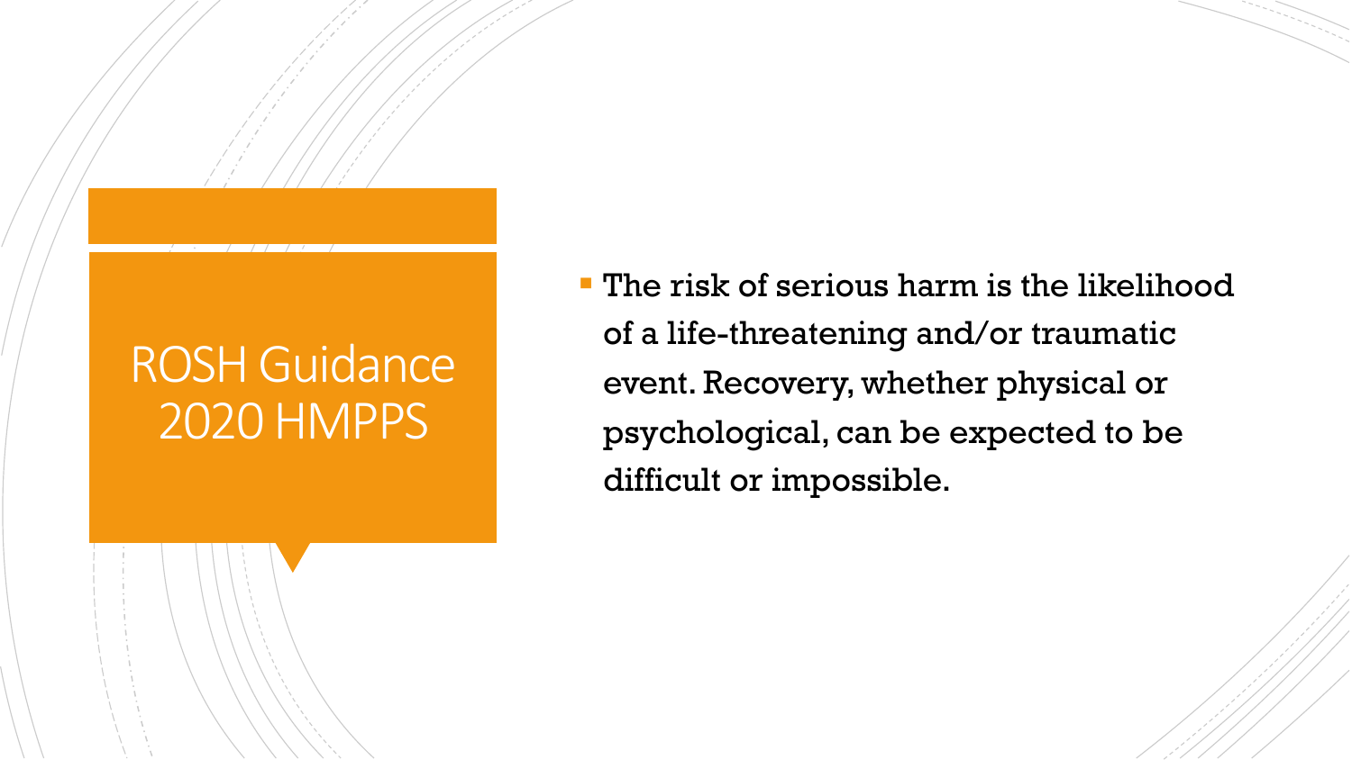# ROSH Guidance 2020 HMPPS

- The risk of serious harm is the likelihood of a life-threatening and/or traumatic event. Recovery, whether physical or psychological, can be expected to be difficult or impossible.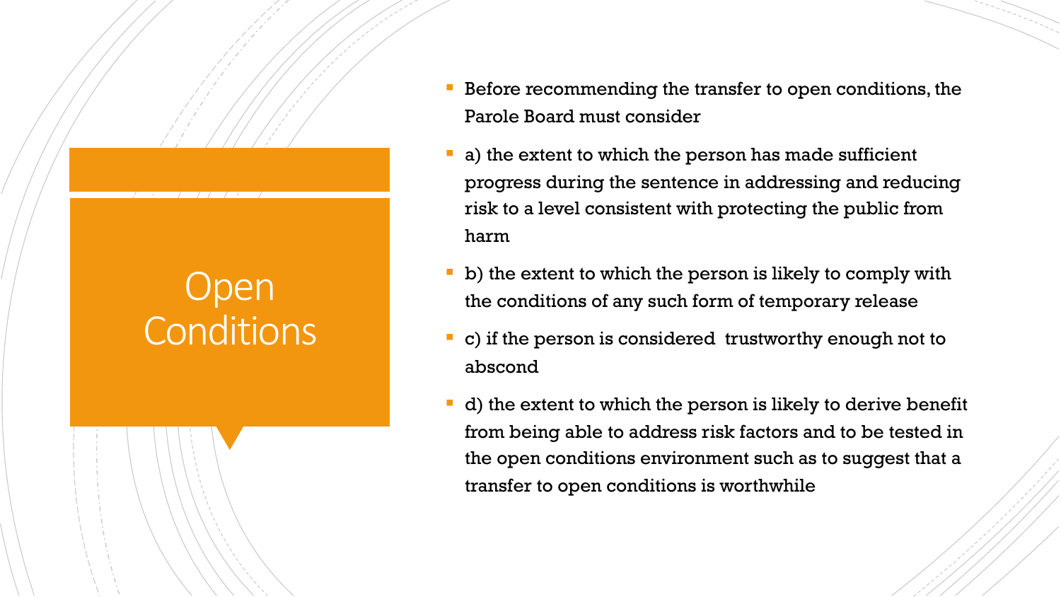# Open Conditions

- Before recommending the transfer to open conditions, the Parole Board must consider
- a) the extent to which the person has made sufficient progress during the sentence in addressing and reducing risk to a level consistent with protecting the public from harm
- b) the extent to which the person is likely to comply with the conditions of any such form of temporary release
- c) if the person is considered trustworthy enough not to abscond
- d) the extent to which the person is likely to derive benefit from being able to address risk factors and to be tested in the open conditions environment such as to suggest that a transfer to open conditions is worthwhile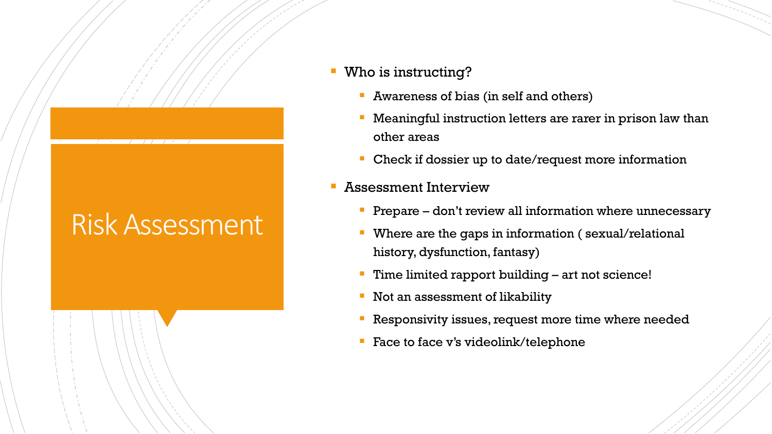# Risk Assessment

- Who is instructing?
  - Awareness of bias (in self and others)
  - Meaningful instruction letters are rarer in prison law than other areas
  - Check if dossier up to date/request more information
- Assessment Interview
  - Prepare – don't review all information where unnecessary
  - Where are the gaps in information ( sexual/relational history, dysfunction, fantasy)
  - Time limited rapport building – art not science!
  - Not an assessment of likability
  - Responsivity issues, request more time where needed
  - Face to face v's videolink/telephone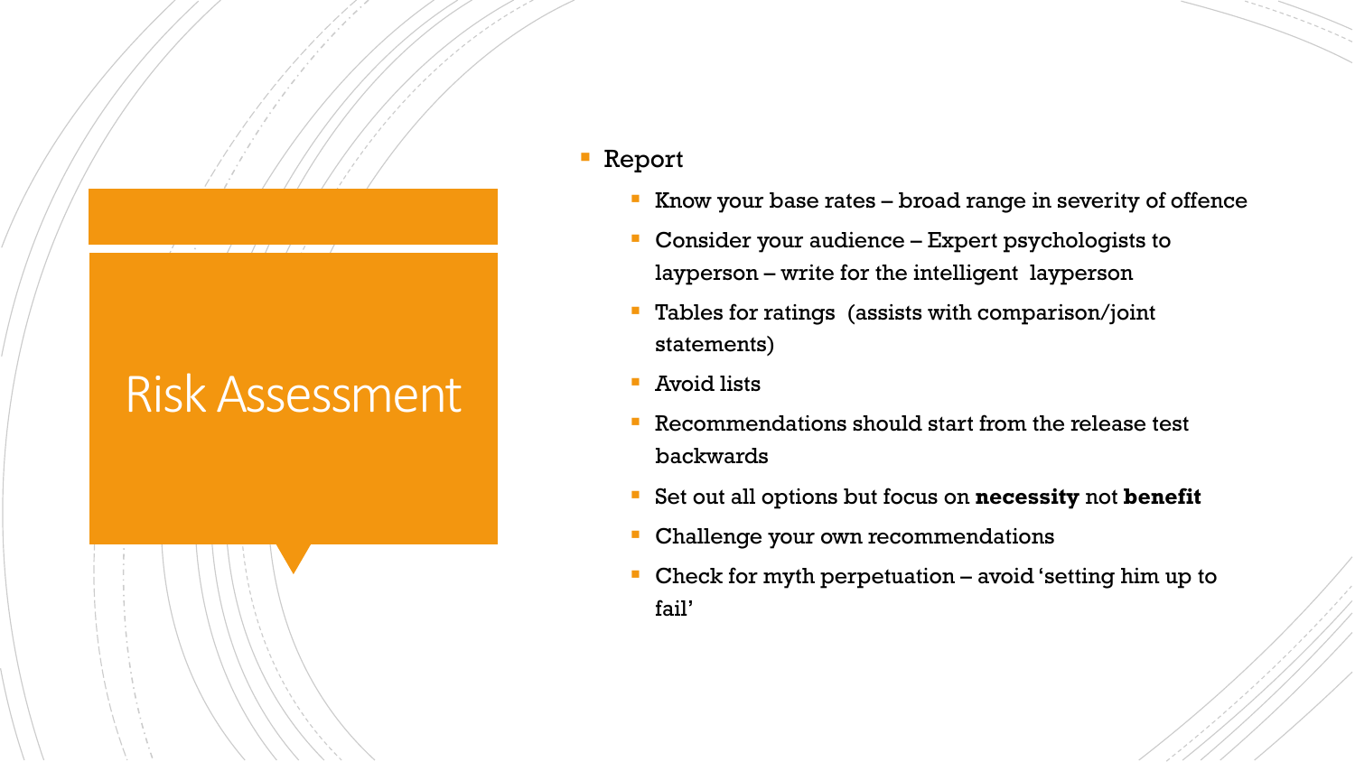# Risk Assessment

- Report
  - Know your base rates – broad range in severity of offence
  - Consider your audience – Expert psychologists to layperson – write for the intelligent layperson
  - Tables for ratings (assists with comparison/joint statements)
  - Avoid lists
  - Recommendations should start from the release test backwards
  - Set out all options but focus on **necessity** not **benefit**
  - Challenge your own recommendations
  - Check for myth perpetuation – avoid 'setting him up to fail'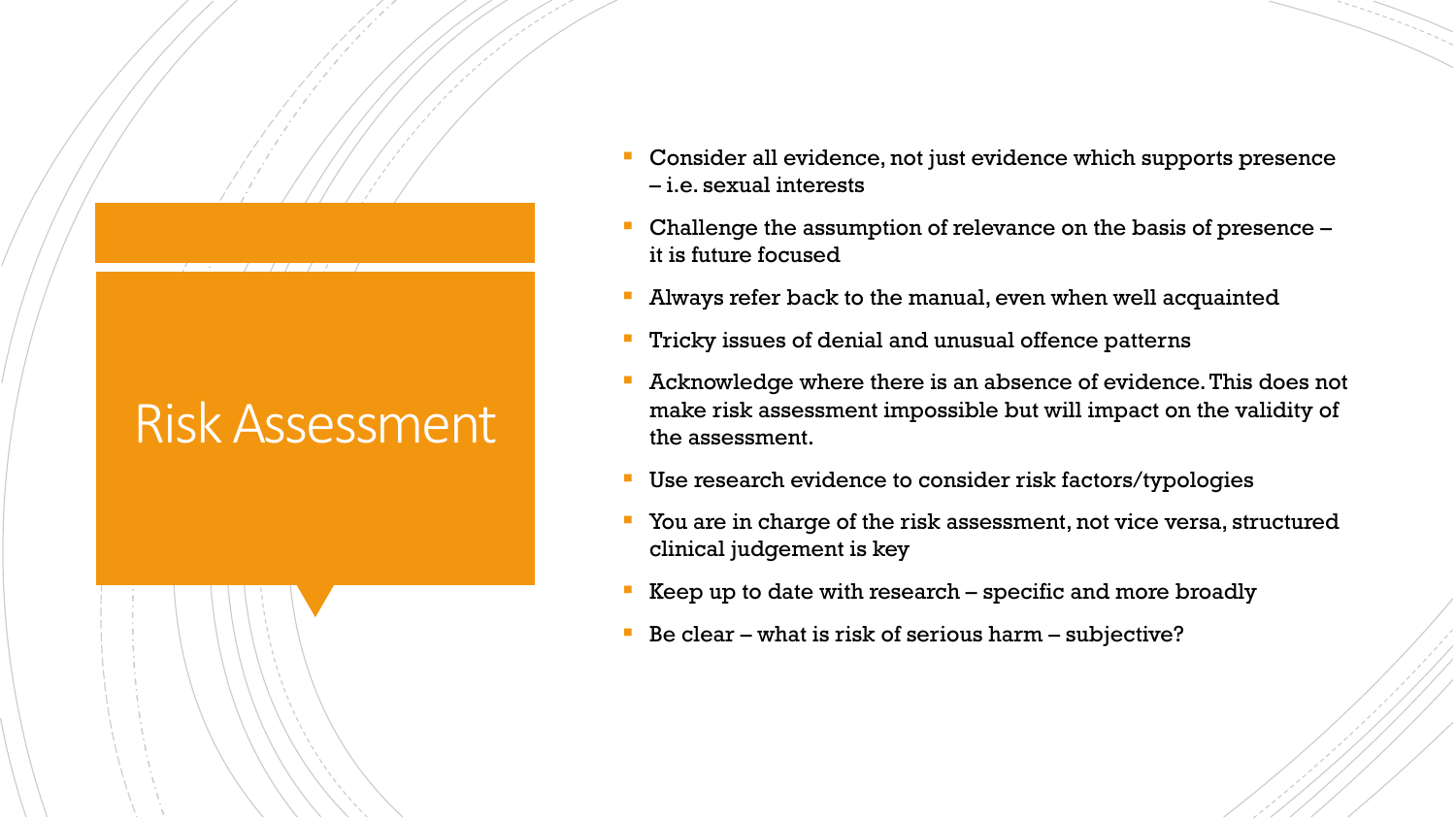# Risk Assessment

- Consider all evidence, not just evidence which supports presence – i.e. sexual interests
- Challenge the assumption of relevance on the basis of presence – it is future focused
- Always refer back to the manual, even when well acquainted
- Tricky issues of denial and unusual offence patterns
- Acknowledge where there is an absence of evidence. This does not make risk assessment impossible but will impact on the validity of the assessment.
- Use research evidence to consider risk factors/typologies
- You are in charge of the risk assessment, not vice versa, structured clinical judgement is key
- Keep up to date with research – specific and more broadly
- Be clear – what is risk of serious harm – subjective?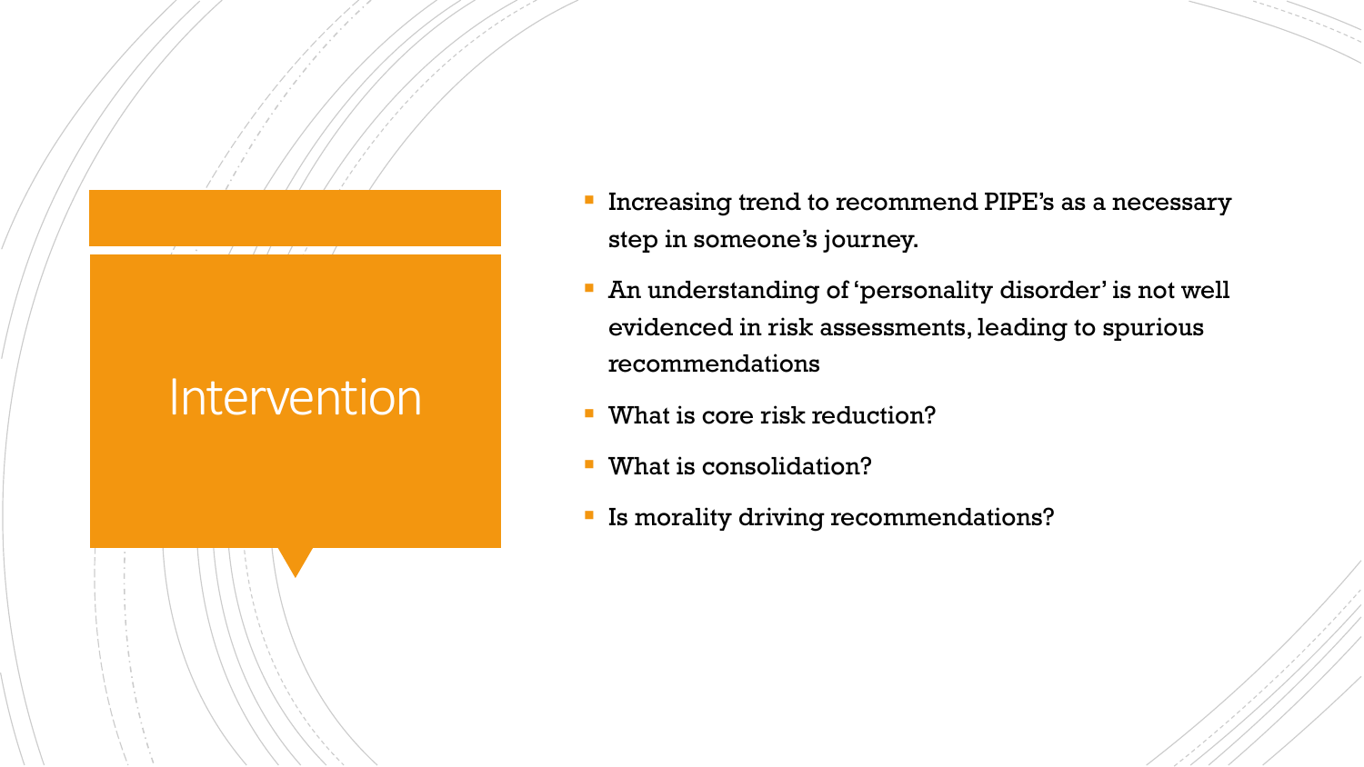# Intervention

- Increasing trend to recommend PIPE's as a necessary step in someone's journey.
- An understanding of 'personality disorder' is not well evidenced in risk assessments, leading to spurious recommendations
- What is core risk reduction?
- What is consolidation?
- Is morality driving recommendations?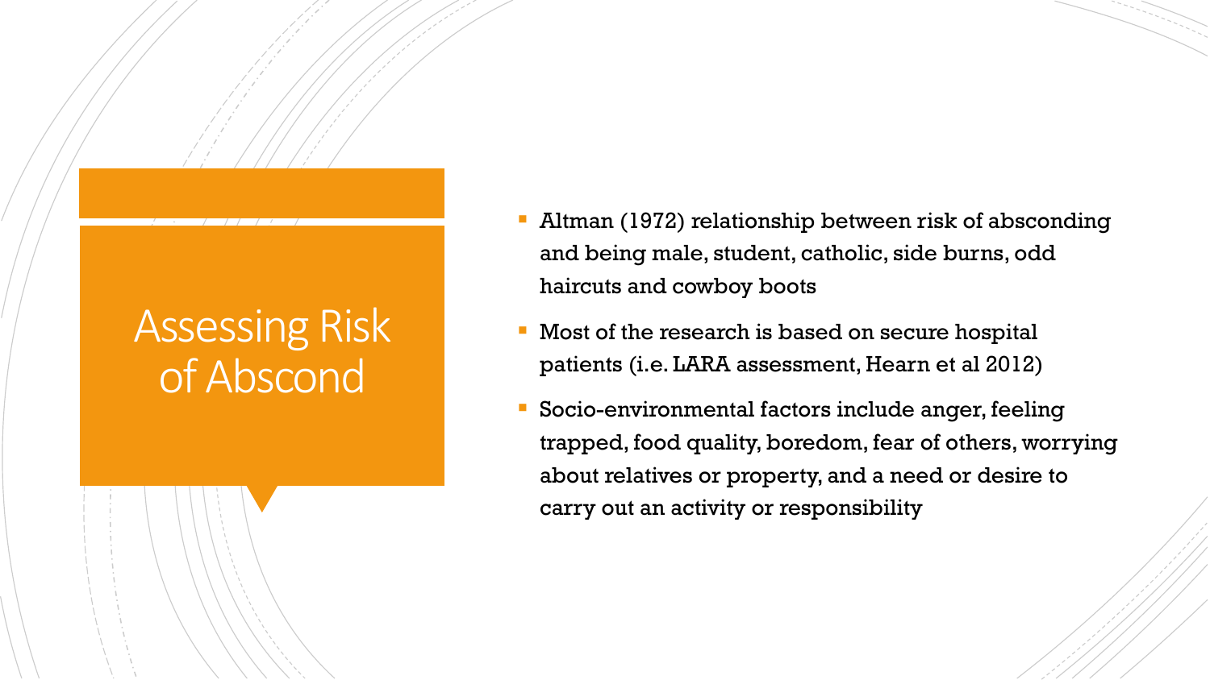# Assessing Risk of Abscond

- Altman (1972) relationship between risk of absconding and being male, student, catholic, side burns, odd haircuts and cowboy boots
- Most of the research is based on secure hospital patients (i.e. LARA assessment, Hearn et al 2012)
- Socio-environmental factors include anger, feeling trapped, food quality, boredom, fear of others, worrying about relatives or property, and a need or desire to carry out an activity or responsibility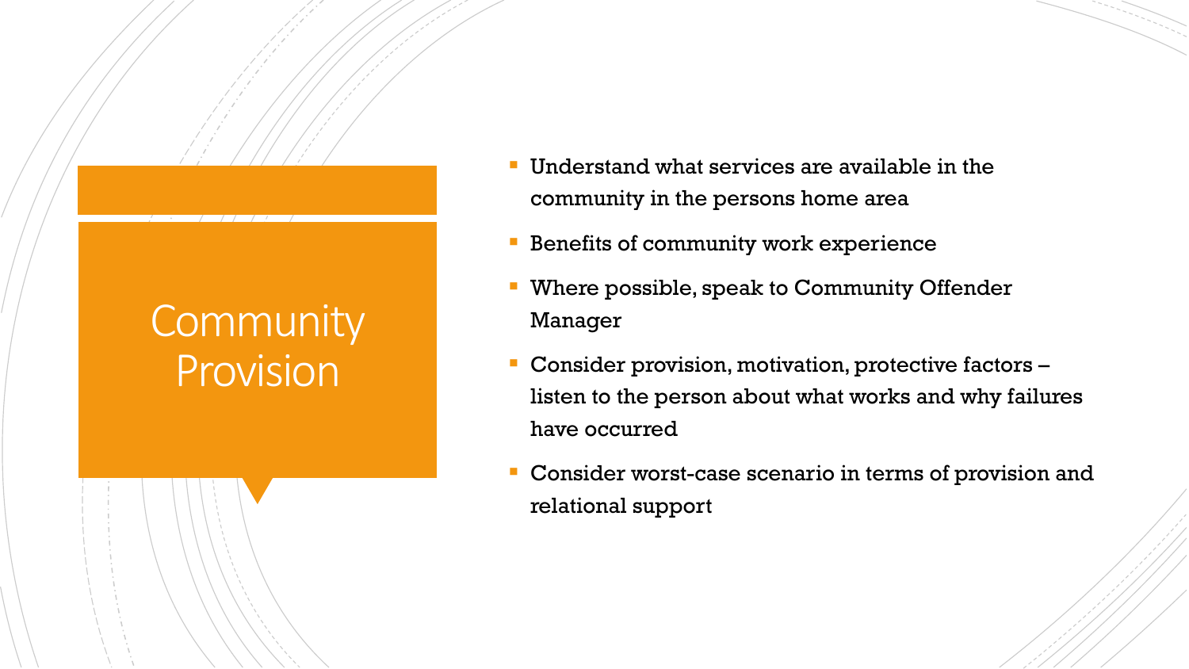# Community Provision

- Understand what services are available in the community in the persons home area
- Benefits of community work experience
- Where possible, speak to Community Offender Manager
- Consider provision, motivation, protective factors – listen to the person about what works and why failures have occurred
- Consider worst-case scenario in terms of provision and relational support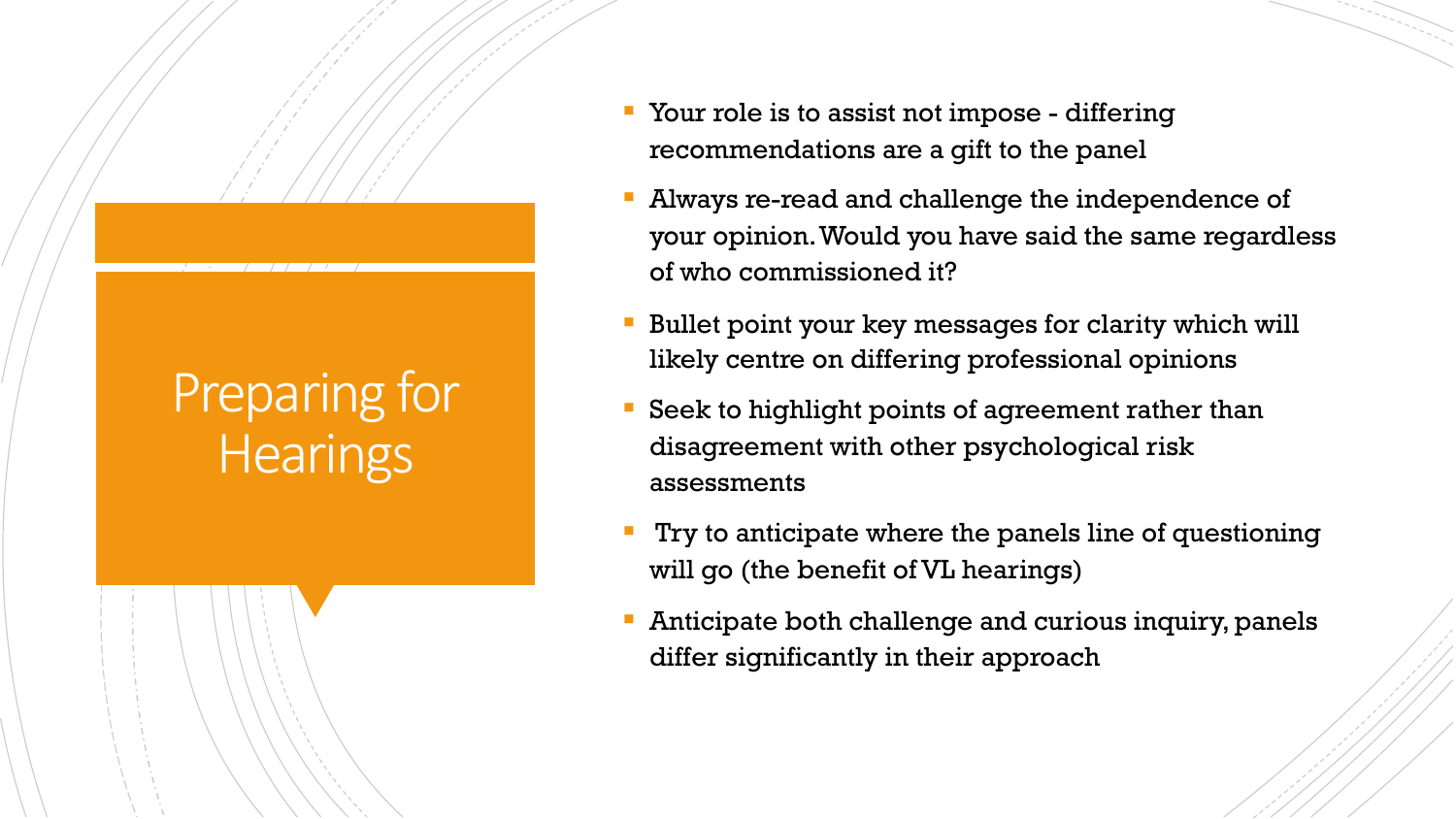# Preparing for Hearings

- Your role is to assist not impose - differing recommendations are a gift to the panel
- Always re-read and challenge the independence of your opinion. Would you have said the same regardless of who commissioned it?
- Bullet point your key messages for clarity which will likely centre on differing professional opinions
- Seek to highlight points of agreement rather than disagreement with other psychological risk assessments
- Try to anticipate where the panels line of questioning will go (the benefit of VL hearings)
- Anticipate both challenge and curious inquiry, panels differ significantly in their approach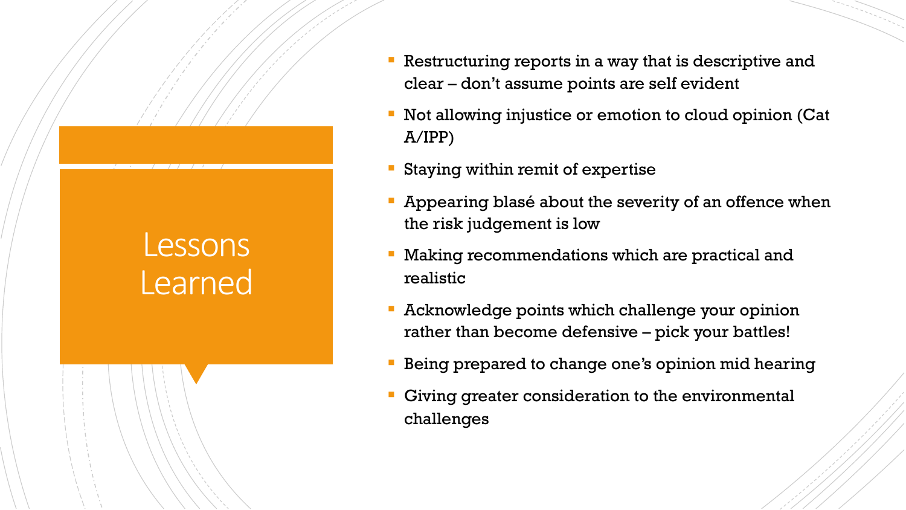# Lessons Learned

- Restructuring reports in a way that is descriptive and clear – don't assume points are self evident
- Not allowing injustice or emotion to cloud opinion (Cat A/IPP)
- Staying within remit of expertise
- Appearing blasé about the severity of an offence when the risk judgement is low
- Making recommendations which are practical and realistic
- Acknowledge points which challenge your opinion rather than become defensive – pick your battles!
- Being prepared to change one's opinion mid hearing
- Giving greater consideration to the environmental challenges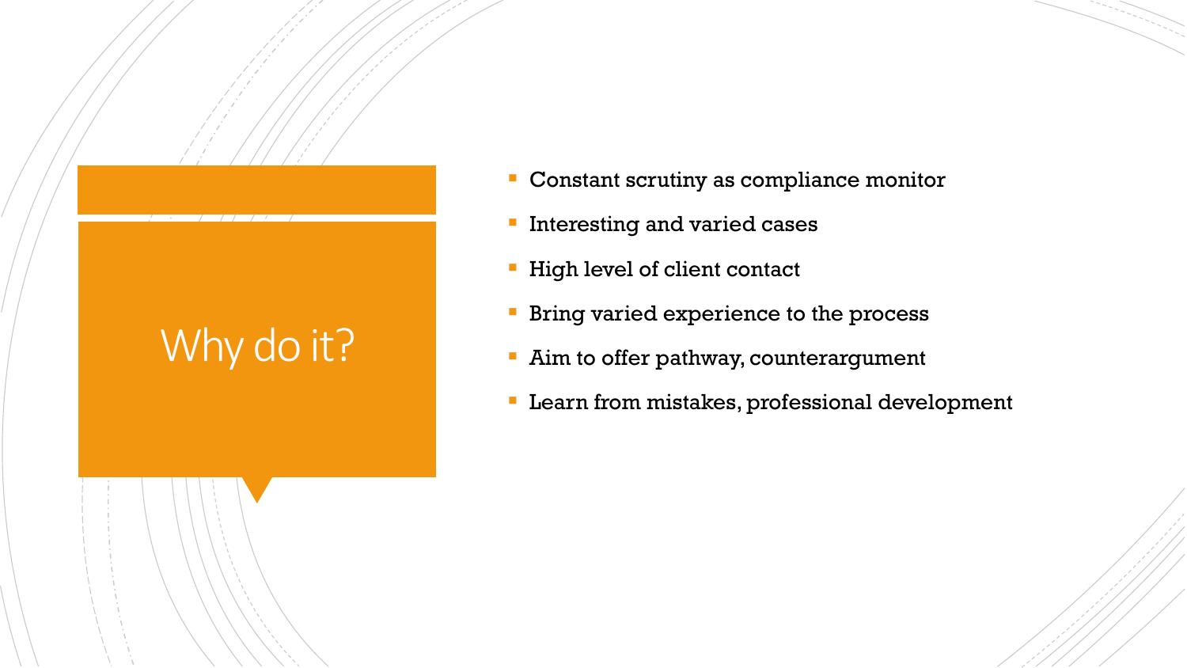# Why do it?

- Constant scrutiny as compliance monitor
- Interesting and varied cases
- High level of client contact
- Bring varied experience to the process
- Aim to offer pathway, counterargument
- Learn from mistakes, professional development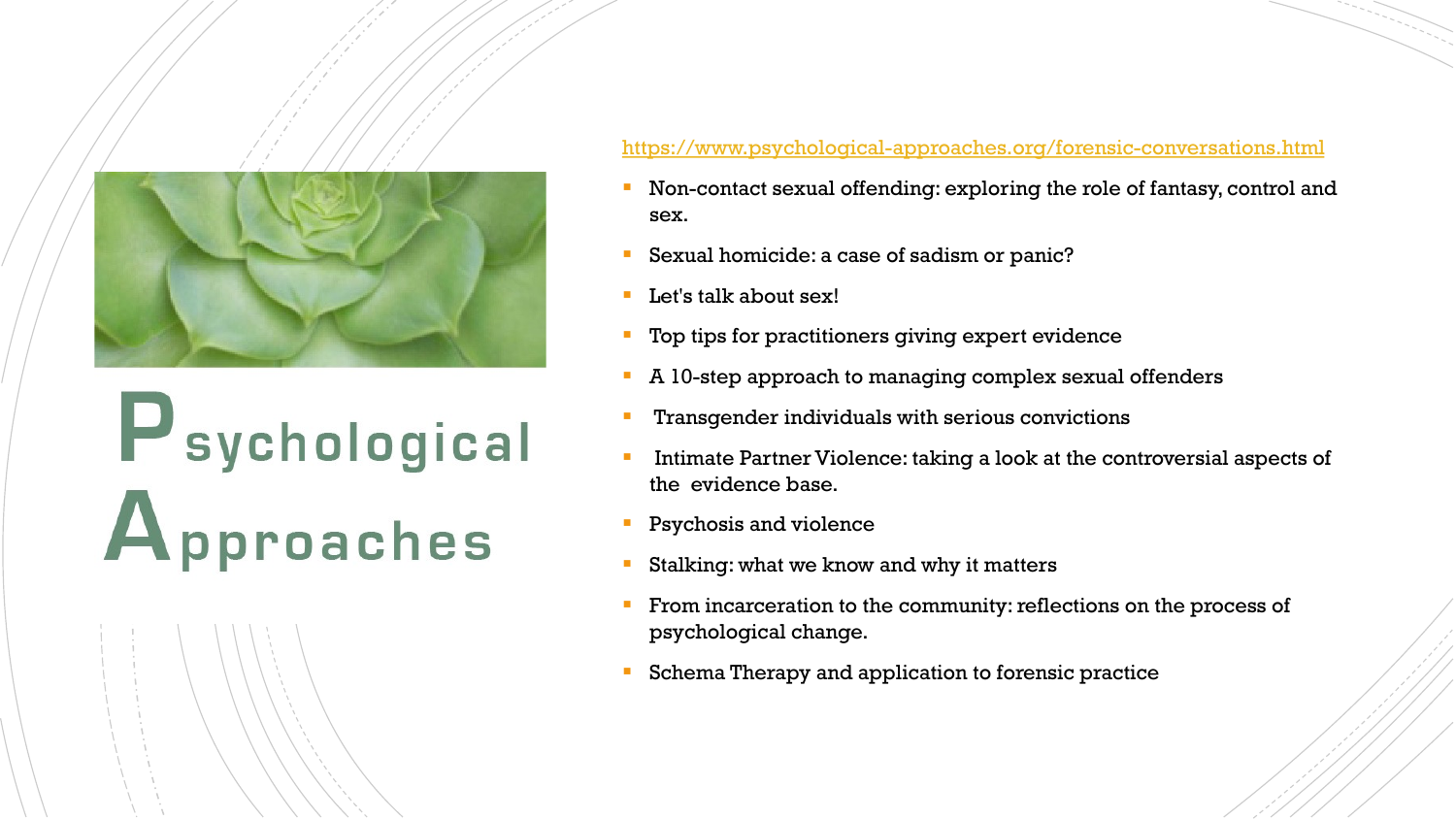# Psychological Approaches

https://www.psychological-approaches.org/forensic-conversations.html

- Non-contact sexual offending: exploring the role of fantasy, control and sex.
- Sexual homicide: a case of sadism or panic?
- Let's talk about sex!
- Top tips for practitioners giving expert evidence
- A 10-step approach to managing complex sexual offenders
- Transgender individuals with serious convictions
- Intimate Partner Violence: taking a look at the controversial aspects of the evidence base.
- Psychosis and violence
- Stalking: what we know and why it matters
- From incarceration to the community: reflections on the process of psychological change.
- Schema Therapy and application to forensic practice